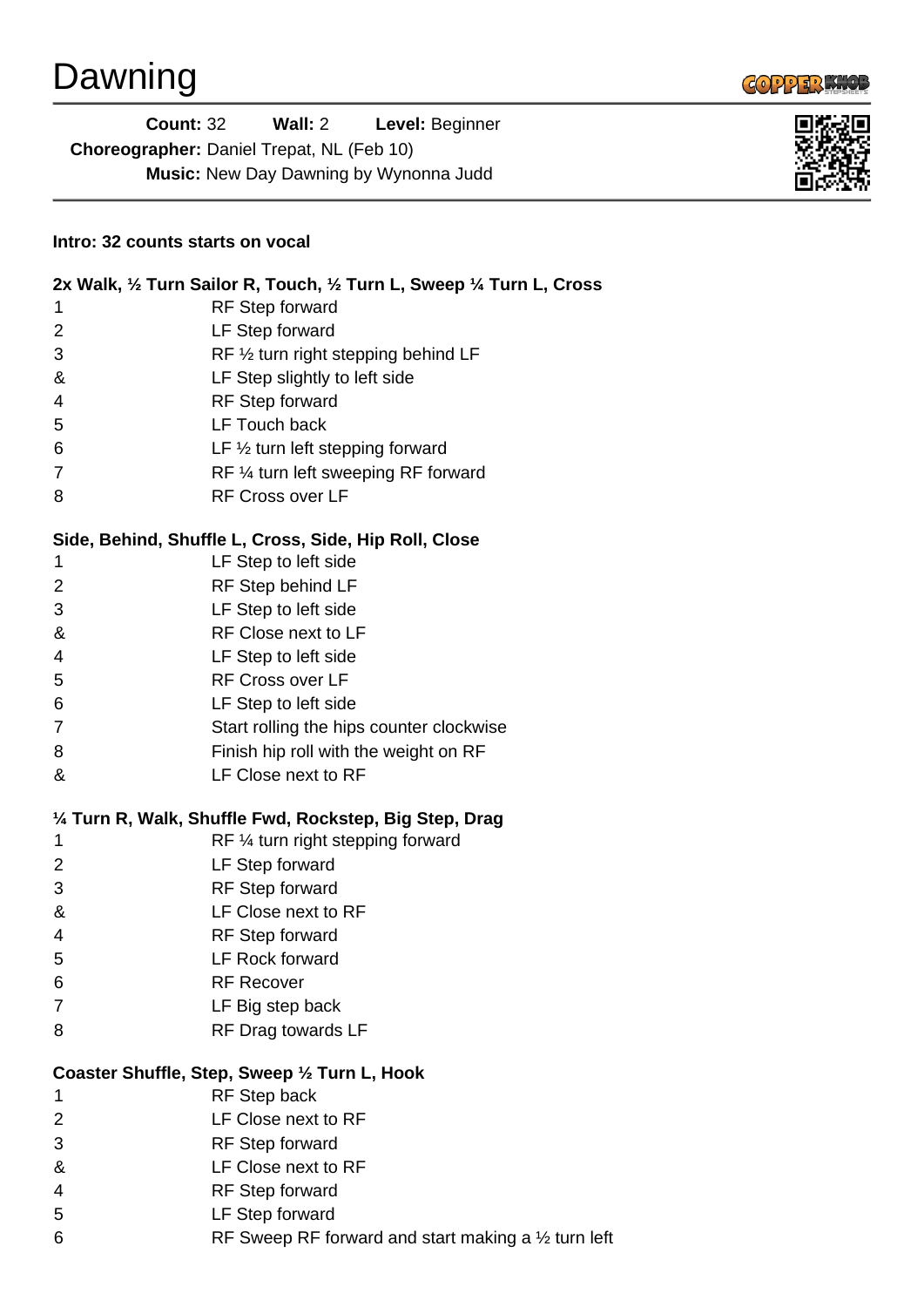# Dawning

**Count:** 32 **Wall:** 2 **Level:** Beginner
**Choreographer:** Daniel Trepat, NL (Feb 10)
**Music:** New Day Dawning by Wynonna Judd

**Intro: 32 counts starts on vocal**

**2x Walk, ½ Turn Sailor R, Touch, ½ Turn L, Sweep ¼ Turn L, Cross**

| | |
|---|---|
| 1 | RF Step forward |
| 2 | LF Step forward |
| 3 | RF ½ turn right stepping behind LF |
| & | LF Step slightly to left side |
| 4 | RF Step forward |
| 5 | LF Touch back |
| 6 | LF ½ turn left stepping forward |
| 7 | RF ¼ turn left sweeping RF forward |
| 8 | RF Cross over LF |

**Side, Behind, Shuffle L, Cross, Side, Hip Roll, Close**

| | |
|---|---|
| 1 | LF Step to left side |
| 2 | RF Step behind LF |
| 3 | LF Step to left side |
| & | RF Close next to LF |
| 4 | LF Step to left side |
| 5 | RF Cross over LF |
| 6 | LF Step to left side |
| 7 | Start rolling the hips counter clockwise |
| 8 | Finish hip roll with the weight on RF |
| & | LF Close next to RF |

**¼ Turn R, Walk, Shuffle Fwd, Rockstep, Big Step, Drag**

| | |
|---|---|
| 1 | RF ¼ turn right stepping forward |
| 2 | LF Step forward |
| 3 | RF Step forward |
| & | LF Close next to RF |
| 4 | RF Step forward |
| 5 | LF Rock forward |
| 6 | RF Recover |
| 7 | LF Big step back |
| 8 | RF Drag towards LF |

**Coaster Shuffle, Step, Sweep ½ Turn L, Hook**

| | |
|---|---|
| 1 | RF Step back |
| 2 | LF Close next to RF |
| 3 | RF Step forward |
| & | LF Close next to RF |
| 4 | RF Step forward |
| 5 | LF Step forward |
| 6 | RF Sweep RF forward and start making a ½ turn left |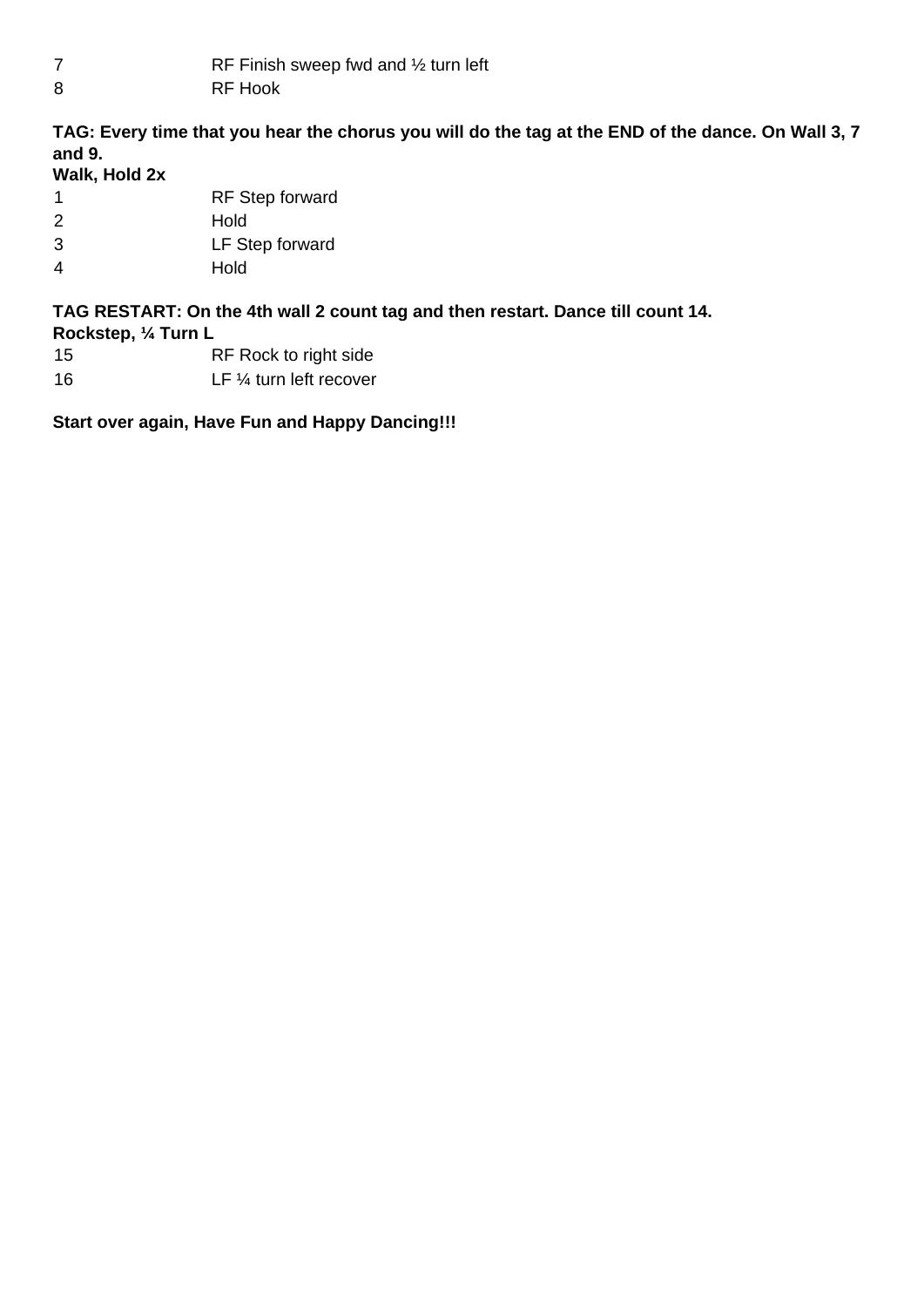| | |
|---|---|
| 7 | RF Finish sweep fwd and ½ turn left |
| 8 | RF Hook |

**TAG: Every time that you hear the chorus you will do the tag at the END of the dance. On Wall 3, 7 and 9.**

**Walk, Hold 2x**

| | |
|---|---|
| 1 | RF Step forward |
| 2 | Hold |
| 3 | LF Step forward |
| 4 | Hold |

**TAG RESTART: On the 4th wall 2 count tag and then restart. Dance till count 14.**

**Rockstep, ¼ Turn L**

| | |
|---|---|
| 15 | RF Rock to right side |
| 16 | LF ¼ turn left recover |

**Start over again, Have Fun and Happy Dancing!!!**